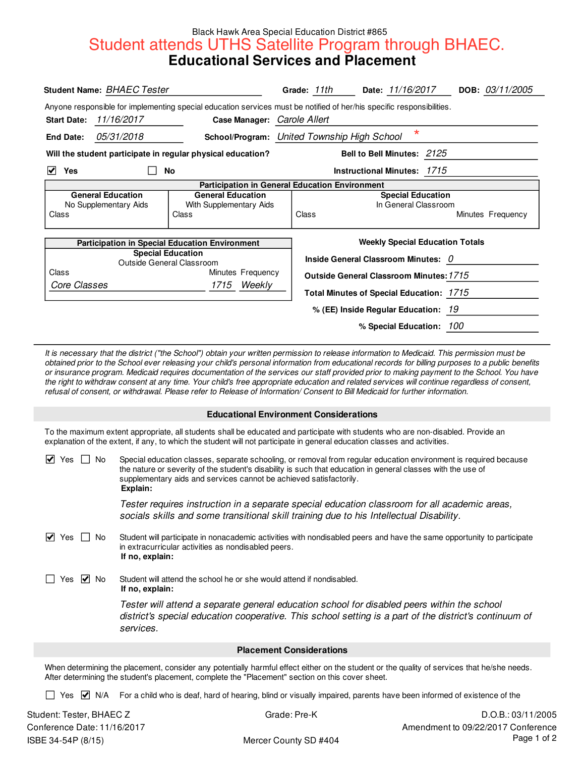Black Hawk Area Special Education District #865

# Student attends UTHS Satellite Program through BHAEC.

## Educational Services and Placement

**Student Name:** *BHAEC Tester* **Grade:** *11th* **Date:** *11/16/2017* **DOB:** *03/11/2005*

Anyone responsible for implementing special education services must be notified of her/his specific responsibilities.

**Start Date:** *11/16/2017* **Case Manager:** *Carole Allert*

**End Date:** *05/31/2018* **School/Program:** *United Township High School* *

**Will the student participate in regular physical education?** **Bell to Bell Minutes:** *2125*

☑ **Yes** ☐ **No** **Instructional Minutes:** *1715*

| **Participation in General Education Environment** | | | | |
|---|---|---|---|---|
| **General Education** No Supplementary Aids | **General Education** With Supplementary Aids | **Special Education** In General Classroom | | |
| Class | Class | Class | Minutes | Frequency |

| **Participation in Special Education Environment** | | |
|---|---|---|
| **Special Education** Outside General Classroom | | |
| Class | Minutes | Frequency |
| *Core Classes* | *1715* | *Weekly* |

**Weekly Special Education Totals**

**Inside General Classroom Minutes:** *0*

**Outside General Classroom Minutes:** *1715*

**Total Minutes of Special Education:** *1715*

**% (EE) Inside Regular Education:** *19*

**% Special Education:** *100*

---

*It is necessary that the district ("the School") obtain your written permission to release information to Medicaid. This permission must be obtained prior to the School ever releasing your child's personal information from educational records for billing purposes to a public benefits or insurance program. Medicaid requires documentation of the services our staff provided prior to making payment to the School. You have the right to withdraw consent at any time. Your child's free appropriate education and related services will continue regardless of consent, refusal of consent, or withdrawal. Please refer to Release of Information/ Consent to Bill Medicaid for further information.*

### Educational Environment Considerations

To the maximum extent appropriate, all students shall be educated and participate with students who are non-disabled. Provide an explanation of the extent, if any, to which the student will not participate in general education classes and activities.

☑ Yes ☐ No Special education classes, separate schooling, or removal from regular education environment is required because the nature or severity of the student's disability is such that education in general classes with the use of supplementary aids and services cannot be achieved satisfactorily.
**Explain:**

*Tester requires instruction in a separate special education classroom for all academic areas, socials skills and some transitional skill training due to his Intellectual Disability.*

☑ Yes ☐ No Student will participate in nonacademic activities with nondisabled peers and have the same opportunity to participate in extracurricular activities as nondisabled peers.
**If no, explain:**

☐ Yes ☑ No Student will attend the school he or she would attend if nondisabled.
**If no, explain:**

*Tester will attend a separate general education school for disabled peers within the school district's special education cooperative. This school setting is a part of the district's continuum of services.*

### Placement Considerations

When determining the placement, consider any potentially harmful effect either on the student or the quality of services that he/she needs. After determining the student's placement, complete the "Placement" section on this cover sheet.

☐ Yes ☑ N/A For a child who is deaf, hard of hearing, blind or visually impaired, parents have been informed of existence of the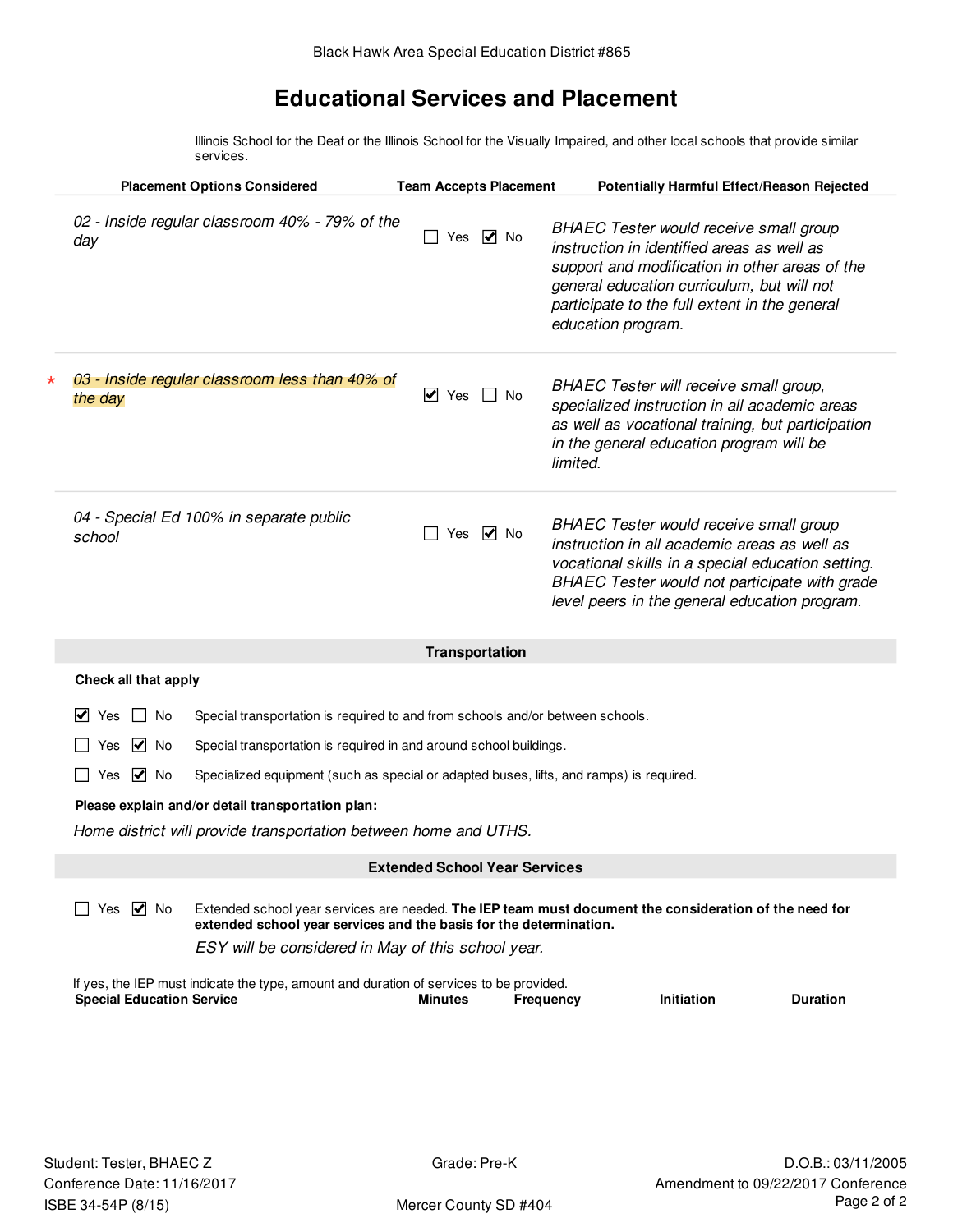# Educational Services and Placement

Illinois School for the Deaf or the Illinois School for the Visually Impaired, and other local schools that provide similar services.

| Placement Options Considered | Team Accepts Placement | Potentially Harmful Effect/Reason Rejected |
|---|---|---|
| *02 - Inside regular classroom 40% - 79% of the day* | ☐ Yes ☑ No | *BHAEC Tester would receive small group instruction in identified areas as well as support and modification in other areas of the general education curriculum, but will not participate to the full extent in the general education program.* |
| * *03 - Inside regular classroom less than 40% of the day* | ☑ Yes ☐ No | *BHAEC Tester will receive small group, specialized instruction in all academic areas as well as vocational training, but participation in the general education program will be limited.* |
| *04 - Special Ed 100% in separate public school* | ☐ Yes ☑ No | *BHAEC Tester would receive small group instruction in all academic areas as well as vocational skills in a special education setting. BHAEC Tester would not participate with grade level peers in the general education program.* |

## Transportation

**Check all that apply**

☑ Yes ☐ No Special transportation is required to and from schools and/or between schools.

☐ Yes ☑ No Special transportation is required in and around school buildings.

☐ Yes ☑ No Specialized equipment (such as special or adapted buses, lifts, and ramps) is required.

**Please explain and/or detail transportation plan:**

*Home district will provide transportation between home and UTHS.*

## Extended School Year Services

☐ Yes ☑ No Extended school year services are needed. **The IEP team must document the consideration of the need for extended school year services and the basis for the determination.**

*ESY will be considered in May of this school year.*

If yes, the IEP must indicate the type, amount and duration of services to be provided.

| Special Education Service | Minutes | Frequency | Initiation | Duration |
|---|---|---|---|---|

Student: Tester, BHAEC Z
Conference Date: 11/16/2017
ISBE 34-54P (8/15)
Grade: Pre-K
Mercer County SD #404
D.O.B.: 03/11/2005
Amendment to 09/22/2017 Conference